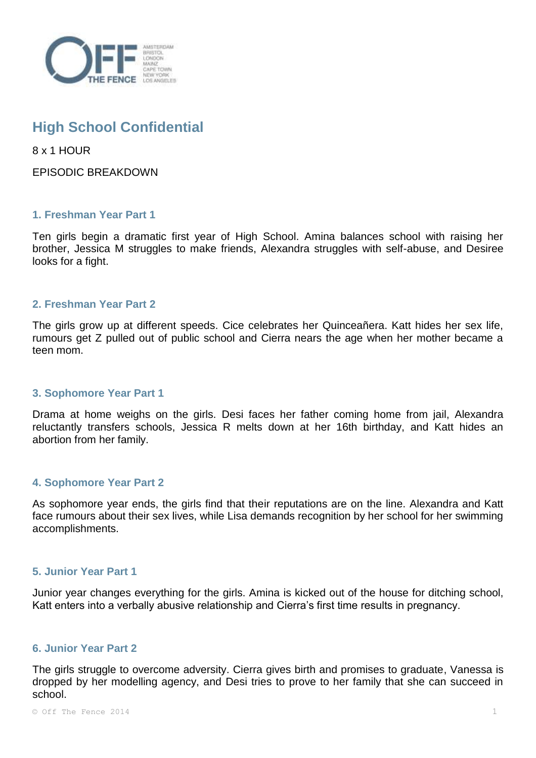# High School Confidential

8 x 1 HOUR

EPISODIC BREAKDOWN

### 1. Freshman Year Part 1

Ten girls begin a dramatic first year of High School. Amina balances school with raising her brother, Jessica M struggles to make friends, Alexandra struggles with self-abuse, and Desiree looks for a fight.

### 2. Freshman Year Part 2

The girls grow up at different speeds. Cice celebrates her Quinceañera. Katt hides her sex life, rumours get Z pulled out of public school and Cierra nears the age when her mother became a teen mom.

### 3. Sophomore Year Part 1

Drama at home weighs on the girls. Desi faces her father coming home from jail, Alexandra reluctantly transfers schools, Jessica R melts down at her 16th birthday, and Katt hides an abortion from her family.

### 4. Sophomore Year Part 2

As sophomore year ends, the girls find that their reputations are on the line. Alexandra and Katt face rumours about their sex lives, while Lisa demands recognition by her school for her swimming accomplishments.

### 5. Junior Year Part 1

Junior year changes everything for the girls. Amina is kicked out of the house for ditching school, Katt enters into a verbally abusive relationship and Cierra's first time results in pregnancy.

### 6. Junior Year Part 2

The girls struggle to overcome adversity. Cierra gives birth and promises to graduate, Vanessa is dropped by her modelling agency, and Desi tries to prove to her family that she can succeed in school.

© Off The Fence 2014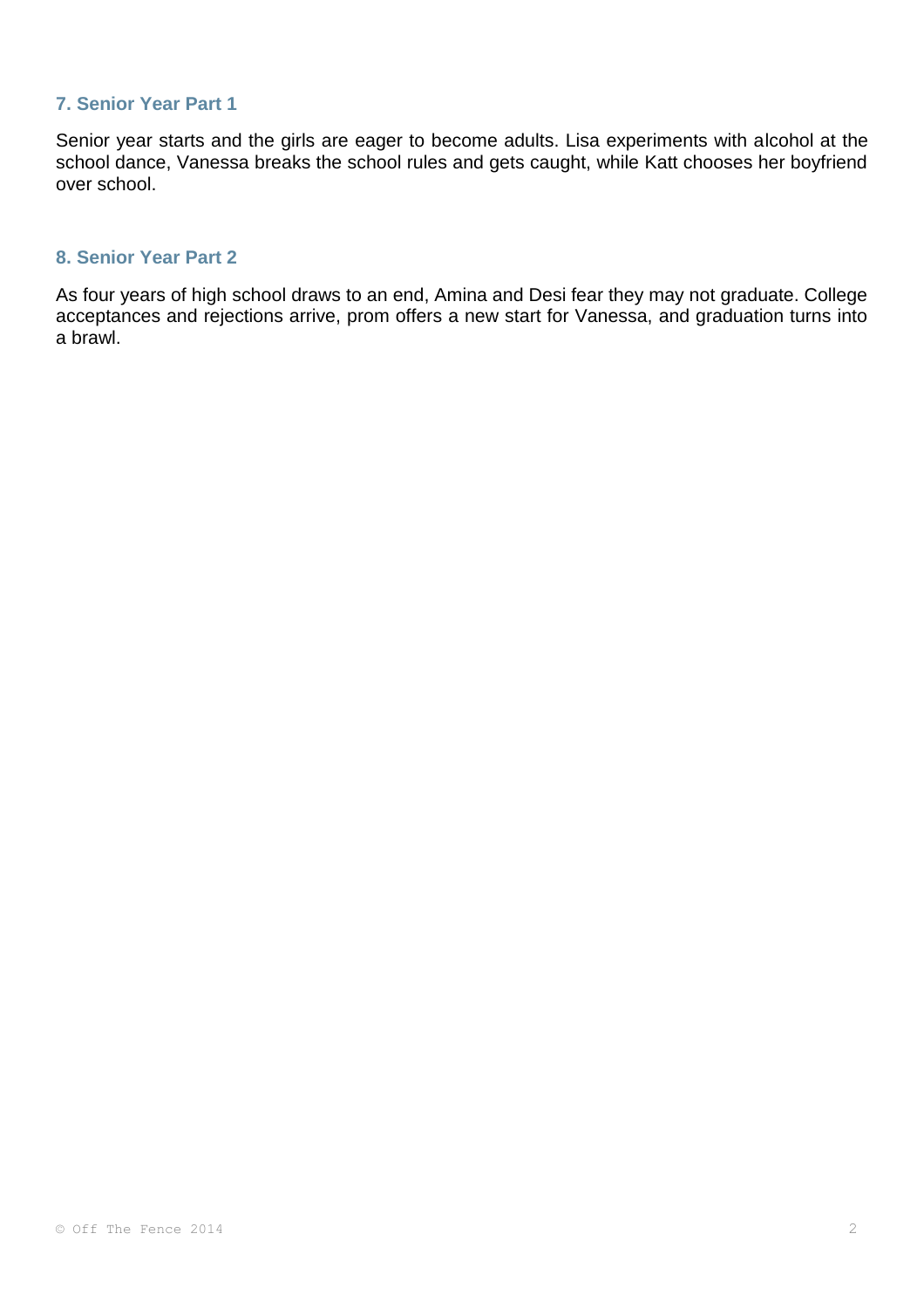### 7. Senior Year Part 1

Senior year starts and the girls are eager to become adults. Lisa experiments with alcohol at the school dance, Vanessa breaks the school rules and gets caught, while Katt chooses her boyfriend over school.

### 8. Senior Year Part 2

As four years of high school draws to an end, Amina and Desi fear they may not graduate. College acceptances and rejections arrive, prom offers a new start for Vanessa, and graduation turns into a brawl.